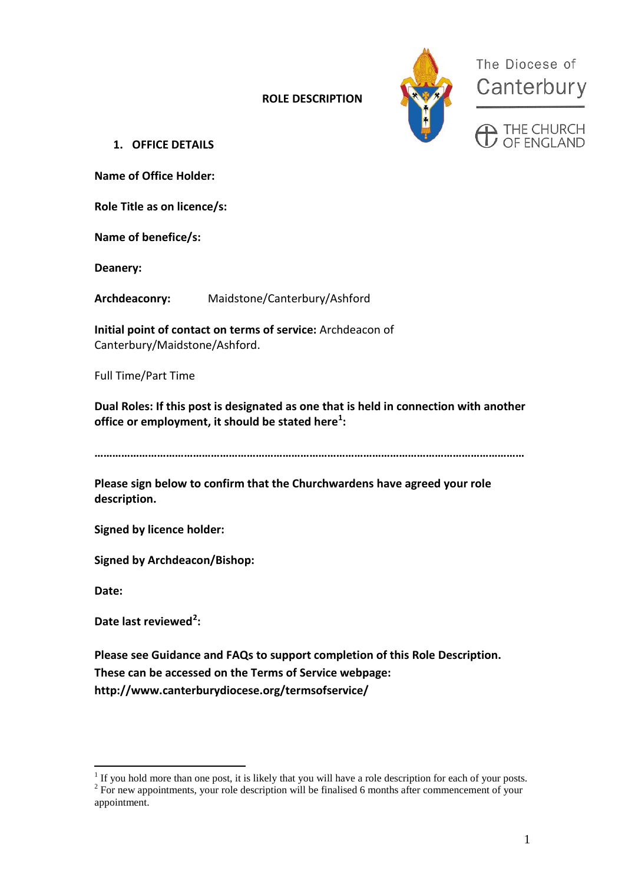# ROLE DESCRIPTION

The Diocese of Canterbury

THE CHURCH OF ENGLAND

## 1. OFFICE DETAILS

**Name of Office Holder:**

**Role Title as on licence/s:**

**Name of benefice/s:**

**Deanery:**

**Archdeaconry:** Maidstone/Canterbury/Ashford

**Initial point of contact on terms of service:** Archdeacon of Canterbury/Maidstone/Ashford.

Full Time/Part Time

**Dual Roles: If this post is designated as one that is held in connection with another office or employment, it should be stated here[1]:**

**……………………………………………………………………………………………………………………………**

**Please sign below to confirm that the Churchwardens have agreed your role description.**

**Signed by licence holder:**

**Signed by Archdeacon/Bishop:**

**Date:**

**Date last reviewed[2]:**

**Please see Guidance and FAQs to support completion of this Role Description. These can be accessed on the Terms of Service webpage: http://www.canterburydiocese.org/termsofservice/**

---

[1] If you hold more than one post, it is likely that you will have a role description for each of your posts.

[2] For new appointments, your role description will be finalised 6 months after commencement of your appointment.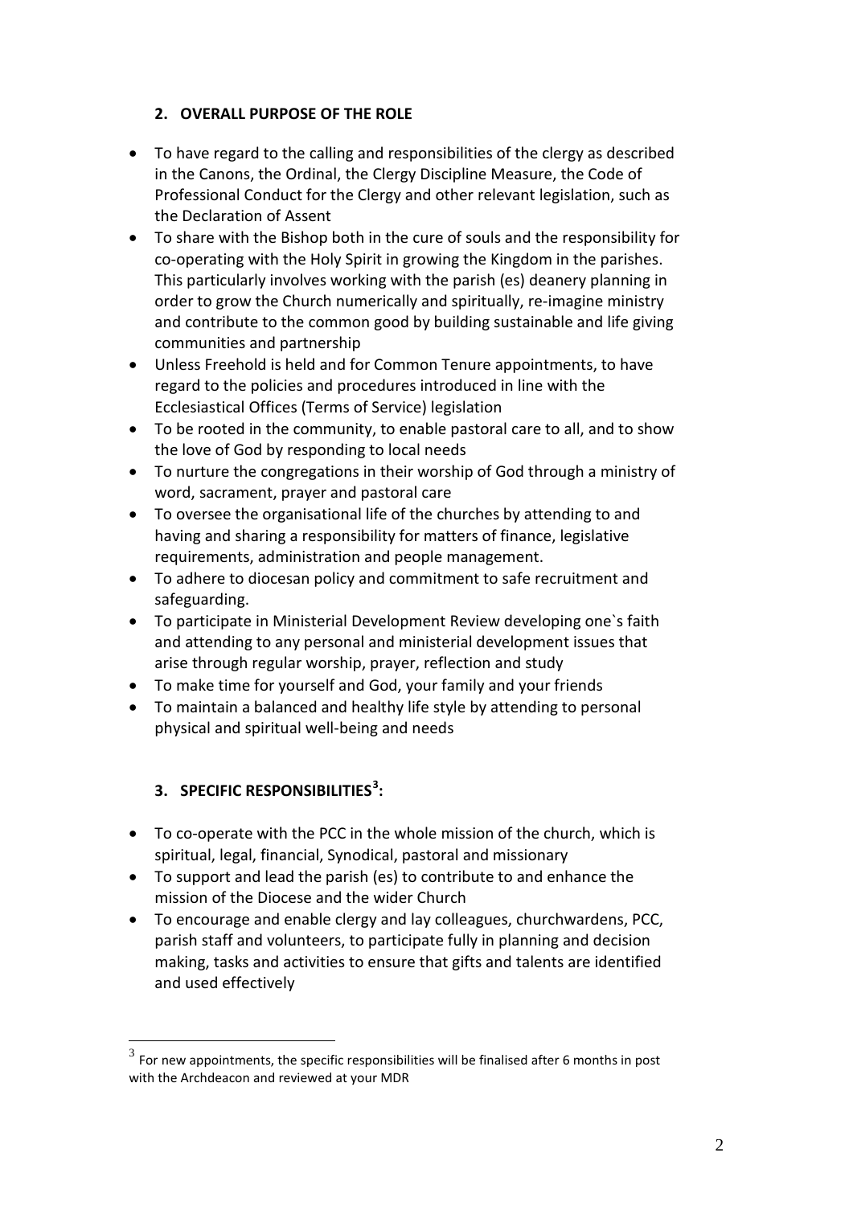## 2. OVERALL PURPOSE OF THE ROLE

- To have regard to the calling and responsibilities of the clergy as described in the Canons, the Ordinal, the Clergy Discipline Measure, the Code of Professional Conduct for the Clergy and other relevant legislation, such as the Declaration of Assent
- To share with the Bishop both in the cure of souls and the responsibility for co-operating with the Holy Spirit in growing the Kingdom in the parishes. This particularly involves working with the parish (es) deanery planning in order to grow the Church numerically and spiritually, re-imagine ministry and contribute to the common good by building sustainable and life giving communities and partnership
- Unless Freehold is held and for Common Tenure appointments, to have regard to the policies and procedures introduced in line with the Ecclesiastical Offices (Terms of Service) legislation
- To be rooted in the community, to enable pastoral care to all, and to show the love of God by responding to local needs
- To nurture the congregations in their worship of God through a ministry of word, sacrament, prayer and pastoral care
- To oversee the organisational life of the churches by attending to and having and sharing a responsibility for matters of finance, legislative requirements, administration and people management.
- To adhere to diocesan policy and commitment to safe recruitment and safeguarding.
- To participate in Ministerial Development Review developing one`s faith and attending to any personal and ministerial development issues that arise through regular worship, prayer, reflection and study
- To make time for yourself and God, your family and your friends
- To maintain a balanced and healthy life style by attending to personal physical and spiritual well-being and needs

## 3. SPECIFIC RESPONSIBILITIES[3]:

- To co-operate with the PCC in the whole mission of the church, which is spiritual, legal, financial, Synodical, pastoral and missionary
- To support and lead the parish (es) to contribute to and enhance the mission of the Diocese and the wider Church
- To encourage and enable clergy and lay colleagues, churchwardens, PCC, parish staff and volunteers, to participate fully in planning and decision making, tasks and activities to ensure that gifts and talents are identified and used effectively

[3] For new appointments, the specific responsibilities will be finalised after 6 months in post with the Archdeacon and reviewed at your MDR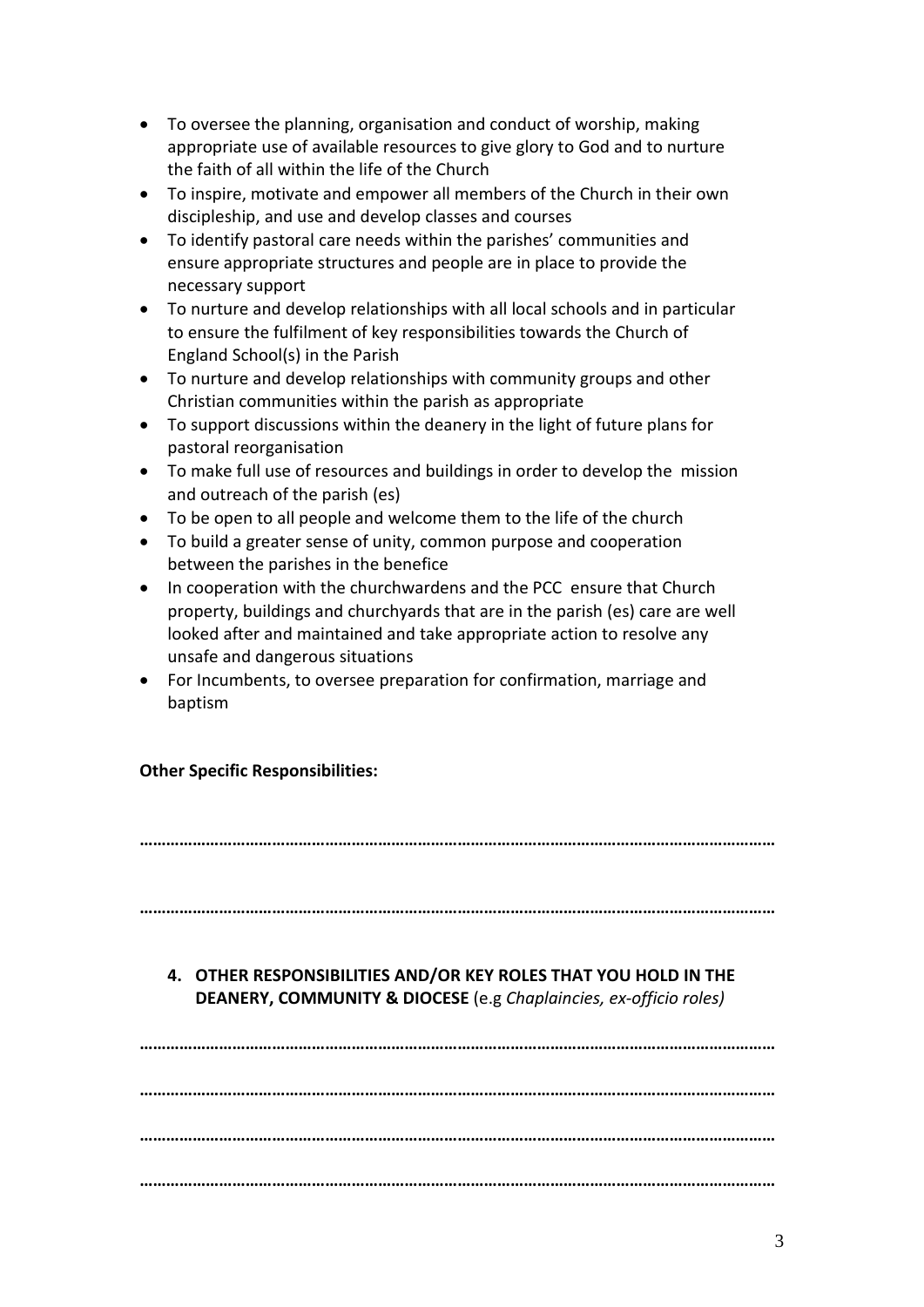- To oversee the planning, organisation and conduct of worship, making appropriate use of available resources to give glory to God and to nurture the faith of all within the life of the Church
- To inspire, motivate and empower all members of the Church in their own discipleship, and use and develop classes and courses
- To identify pastoral care needs within the parishes' communities and ensure appropriate structures and people are in place to provide the necessary support
- To nurture and develop relationships with all local schools and in particular to ensure the fulfilment of key responsibilities towards the Church of England School(s) in the Parish
- To nurture and develop relationships with community groups and other Christian communities within the parish as appropriate
- To support discussions within the deanery in the light of future plans for pastoral reorganisation
- To make full use of resources and buildings in order to develop the mission and outreach of the parish (es)
- To be open to all people and welcome them to the life of the church
- To build a greater sense of unity, common purpose and cooperation between the parishes in the benefice
- In cooperation with the churchwardens and the PCC ensure that Church property, buildings and churchyards that are in the parish (es) care are well looked after and maintained and take appropriate action to resolve any unsafe and dangerous situations
- For Incumbents, to oversee preparation for confirmation, marriage and baptism

**Other Specific Responsibilities:**

**……………………………………………………………………………………………………………………**

**……………………………………………………………………………………………………………………**

4. **OTHER RESPONSIBILITIES AND/OR KEY ROLES THAT YOU HOLD IN THE DEANERY, COMMUNITY & DIOCESE** (e.g *Chaplaincies, ex-officio roles)*

**……………………………………………………………………………………………………………………**

**……………………………………………………………………………………………………………………**

**……………………………………………………………………………………………………………………**

**……………………………………………………………………………………………………………………**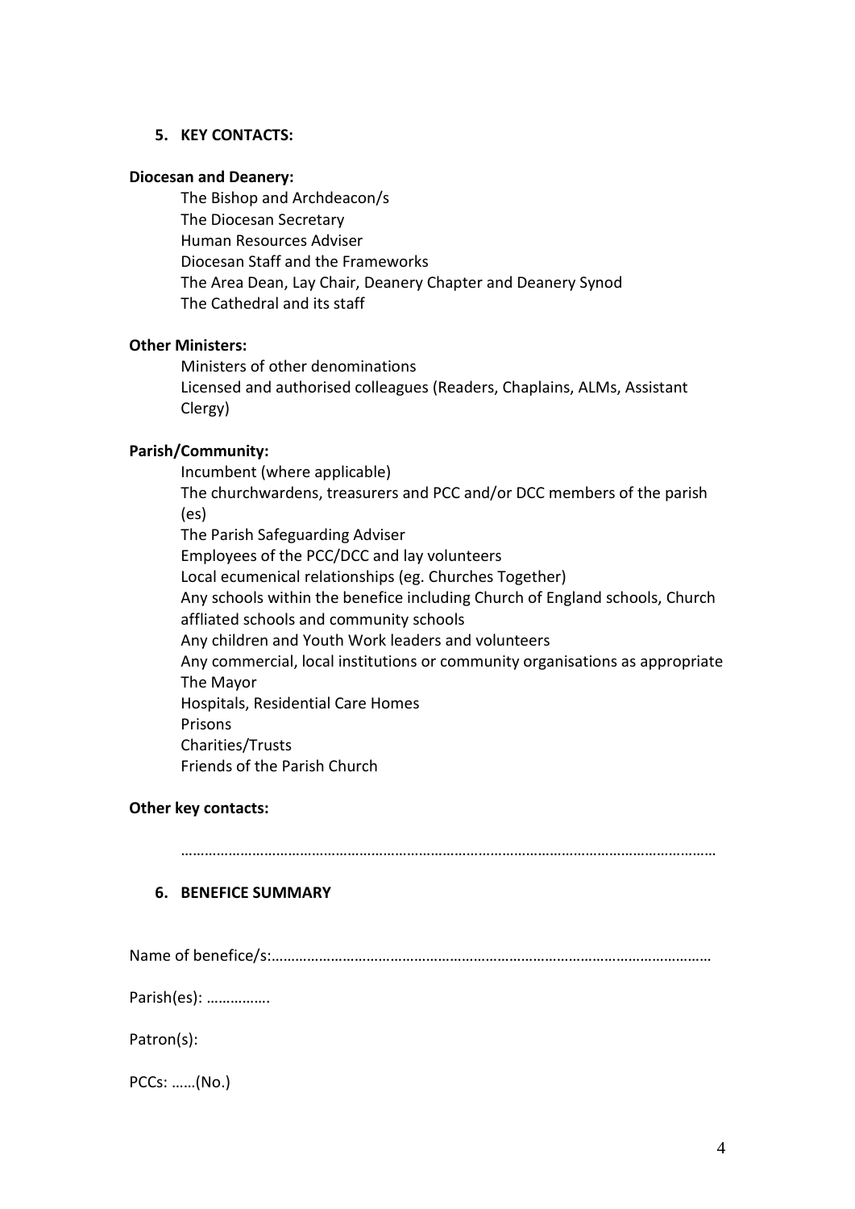5. **KEY CONTACTS:**

**Diocesan and Deanery:**

The Bishop and Archdeacon/s
The Diocesan Secretary
Human Resources Adviser
Diocesan Staff and the Frameworks
The Area Dean, Lay Chair, Deanery Chapter and Deanery Synod
The Cathedral and its staff

**Other Ministers:**

Ministers of other denominations
Licensed and authorised colleagues (Readers, Chaplains, ALMs, Assistant Clergy)

**Parish/Community:**

Incumbent (where applicable)
The churchwardens, treasurers and PCC and/or DCC members of the parish (es)
The Parish Safeguarding Adviser
Employees of the PCC/DCC and lay volunteers
Local ecumenical relationships (eg. Churches Together)
Any schools within the benefice including Church of England schools, Church affliated schools and community schools
Any children and Youth Work leaders and volunteers
Any commercial, local institutions or community organisations as appropriate
The Mayor
Hospitals, Residential Care Homes
Prisons
Charities/Trusts
Friends of the Parish Church

**Other key contacts:**

…………………………………………………………………………………………………………………

6. **BENEFICE SUMMARY**

Name of benefice/s:………………………………………………………………………………………………

Parish(es): …………….

Patron(s):

PCCs: ……(No.)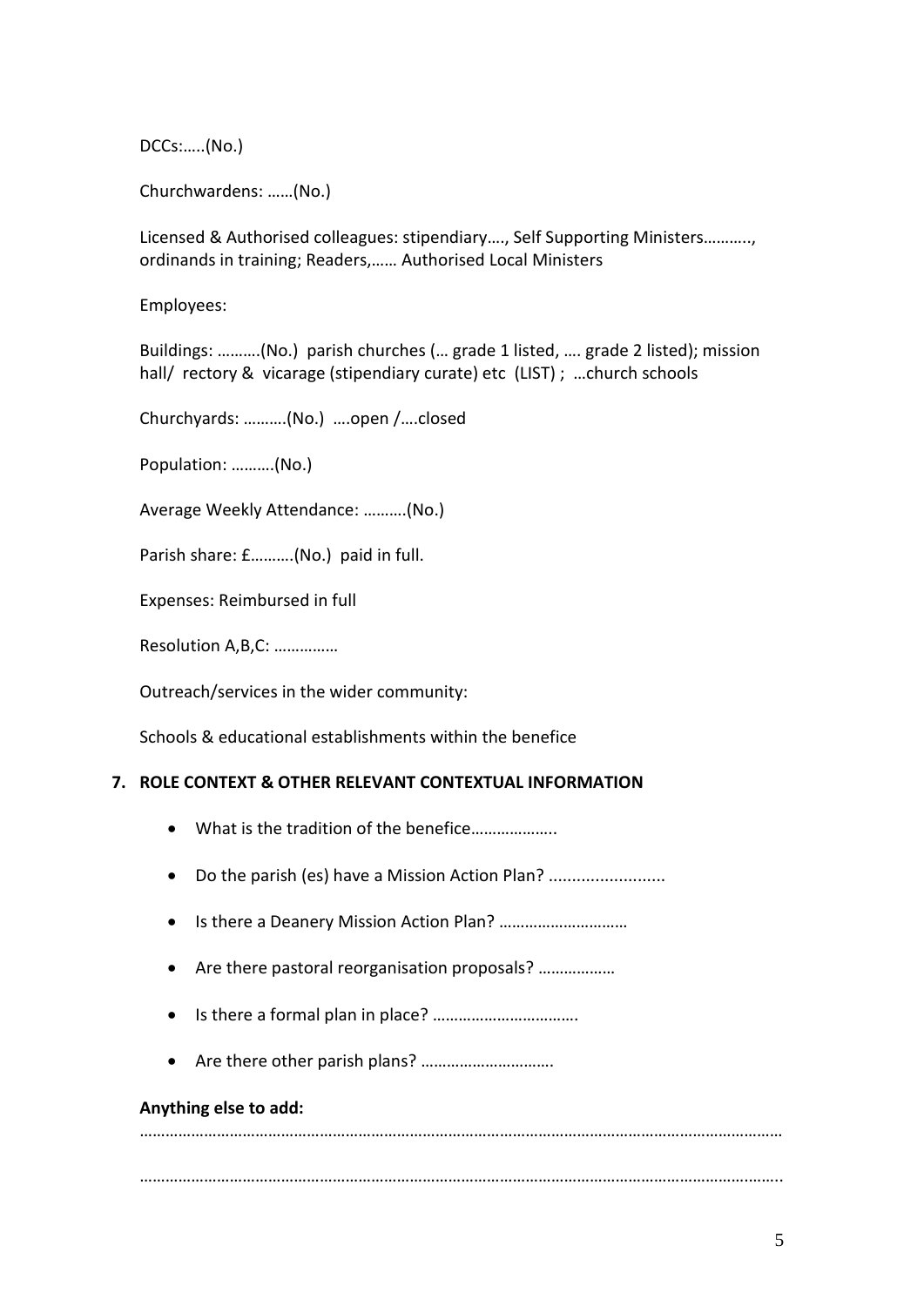DCCs:…..(No.)

Churchwardens: ……(No.)

Licensed & Authorised colleagues: stipendiary…., Self Supporting Ministers……….., ordinands in training; Readers,…… Authorised Local Ministers

Employees:

Buildings: ……….(No.) parish churches (… grade 1 listed, …. grade 2 listed); mission hall/ rectory & vicarage (stipendiary curate) etc (LIST) ; …church schools

Churchyards: ……….(No.) ….open /….closed

Population: ……….(No.)

Average Weekly Attendance: ……….(No.)

Parish share: £……….(No.) paid in full.

Expenses: Reimbursed in full

Resolution A,B,C: ……………

Outreach/services in the wider community:

Schools & educational establishments within the benefice

## 7. ROLE CONTEXT & OTHER RELEVANT CONTEXTUAL INFORMATION

- What is the tradition of the benefice………………..
- Do the parish (es) have a Mission Action Plan? .........................
- Is there a Deanery Mission Action Plan? …………………………
- Are there pastoral reorganisation proposals? ………………
- Is there a formal plan in place? …………………………….
- Are there other parish plans? ………………………….

**Anything else to add:**

…………………………………………………………………………………………………………………………………………

…………………………………………………………………………………………………………………………………………..